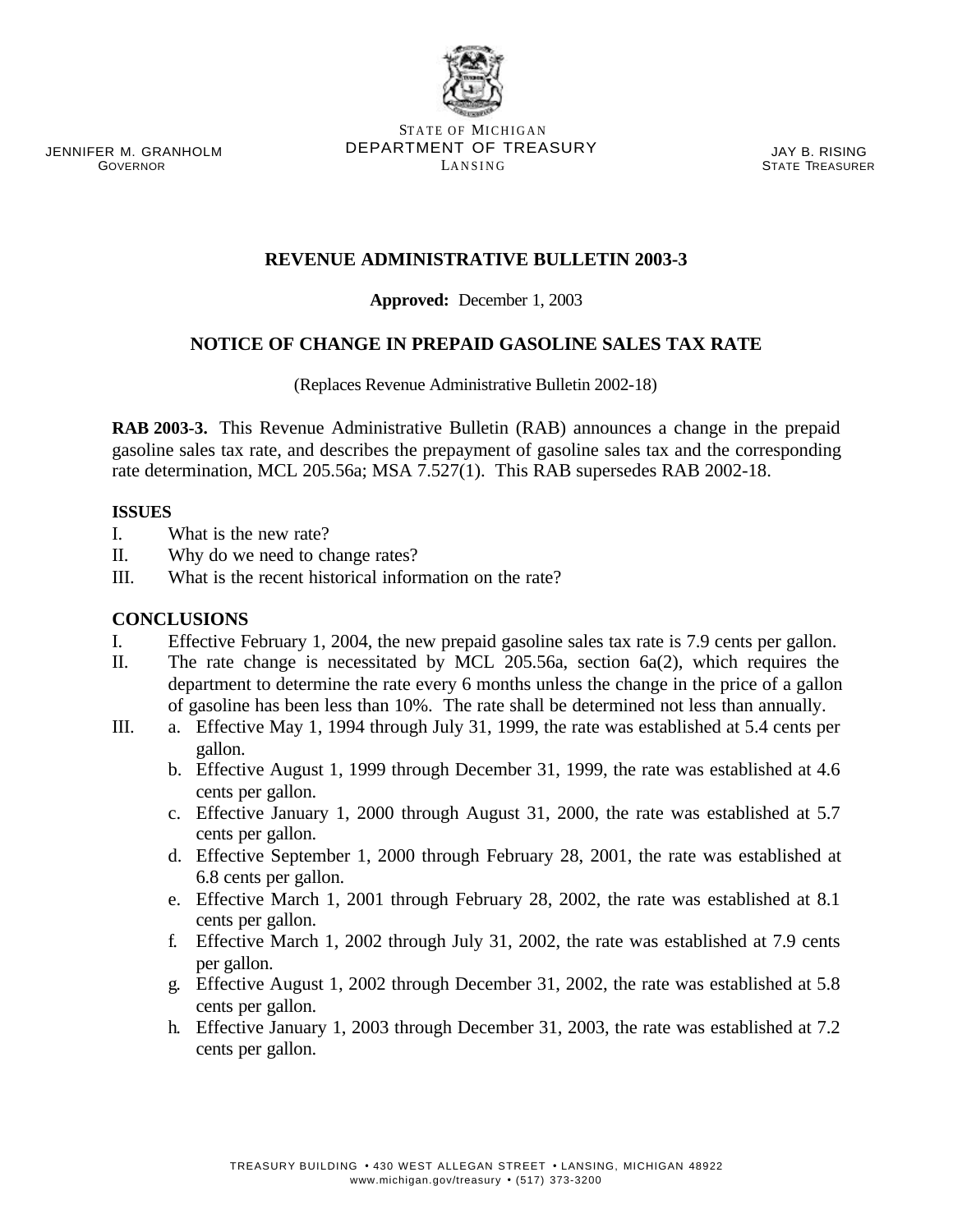JENNIFER M. GRANHOLM
GOVERNOR

STATE OF MICHIGAN
DEPARTMENT OF TREASURY
LANSING

JAY B. RISING
STATE TREASURER

# REVENUE ADMINISTRATIVE BULLETIN 2003-3

**Approved:** December 1, 2003

## NOTICE OF CHANGE IN PREPAID GASOLINE SALES TAX RATE

(Replaces Revenue Administrative Bulletin 2002-18)

**RAB 2003-3.** This Revenue Administrative Bulletin (RAB) announces a change in the prepaid gasoline sales tax rate, and describes the prepayment of gasoline sales tax and the corresponding rate determination, MCL 205.56a; MSA 7.527(1). This RAB supersedes RAB 2002-18.

**ISSUES**

I. What is the new rate?
II. Why do we need to change rates?
III. What is the recent historical information on the rate?

**CONCLUSIONS**

I. Effective February 1, 2004, the new prepaid gasoline sales tax rate is 7.9 cents per gallon.
II. The rate change is necessitated by MCL 205.56a, section 6a(2), which requires the department to determine the rate every 6 months unless the change in the price of a gallon of gasoline has been less than 10%. The rate shall be determined not less than annually.
III.
   a. Effective May 1, 1994 through July 31, 1999, the rate was established at 5.4 cents per gallon.
   b. Effective August 1, 1999 through December 31, 1999, the rate was established at 4.6 cents per gallon.
   c. Effective January 1, 2000 through August 31, 2000, the rate was established at 5.7 cents per gallon.
   d. Effective September 1, 2000 through February 28, 2001, the rate was established at 6.8 cents per gallon.
   e. Effective March 1, 2001 through February 28, 2002, the rate was established at 8.1 cents per gallon.
   f. Effective March 1, 2002 through July 31, 2002, the rate was established at 7.9 cents per gallon.
   g. Effective August 1, 2002 through December 31, 2002, the rate was established at 5.8 cents per gallon.
   h. Effective January 1, 2003 through December 31, 2003, the rate was established at 7.2 cents per gallon.

TREASURY BUILDING • 430 WEST ALLEGAN STREET • LANSING, MICHIGAN 48922
www.michigan.gov/treasury • (517) 373-3200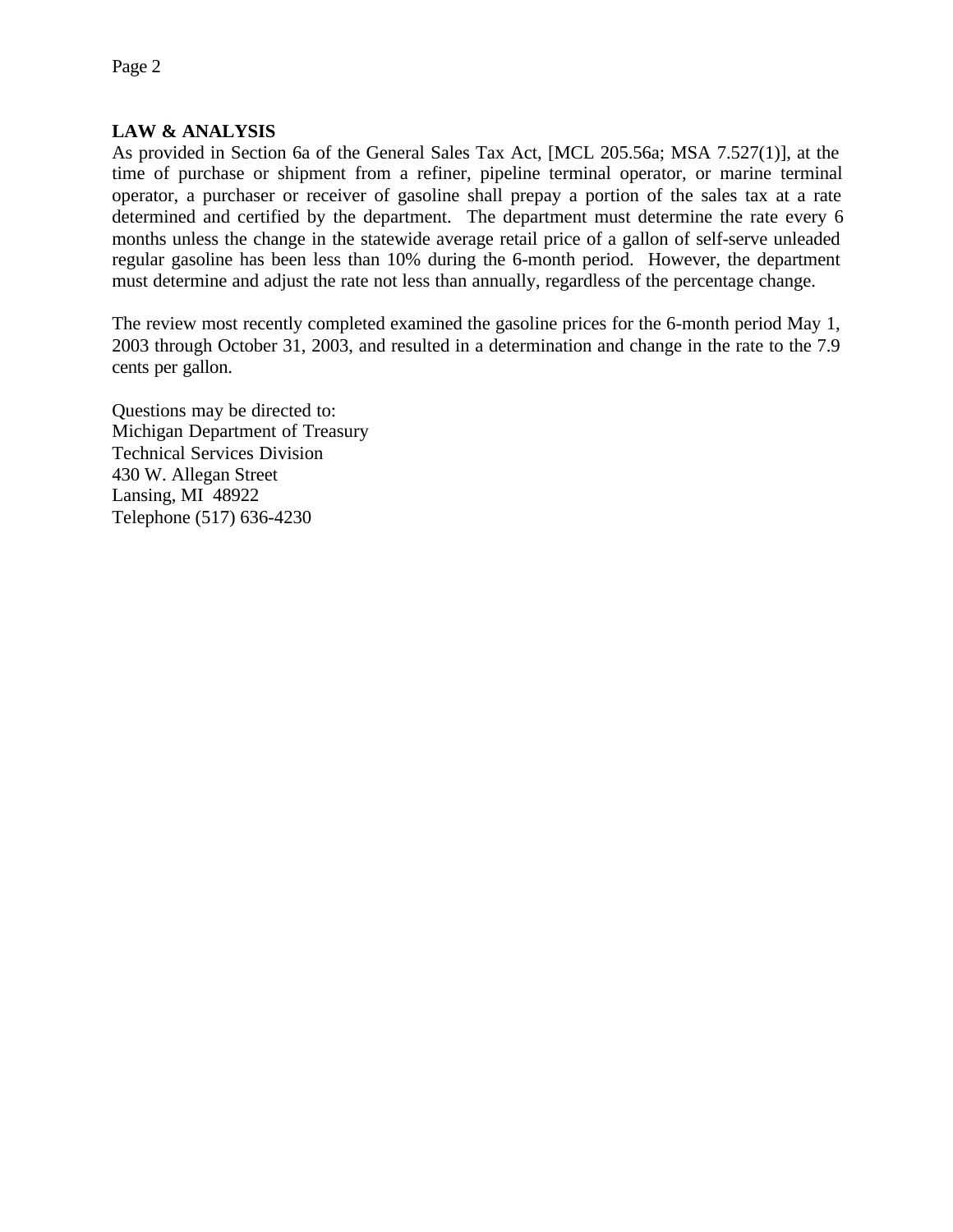**LAW & ANALYSIS**
As provided in Section 6a of the General Sales Tax Act, [MCL 205.56a; MSA 7.527(1)], at the time of purchase or shipment from a refiner, pipeline terminal operator, or marine terminal operator, a purchaser or receiver of gasoline shall prepay a portion of the sales tax at a rate determined and certified by the department. The department must determine the rate every 6 months unless the change in the statewide average retail price of a gallon of self-serve unleaded regular gasoline has been less than 10% during the 6-month period. However, the department must determine and adjust the rate not less than annually, regardless of the percentage change.

The review most recently completed examined the gasoline prices for the 6-month period May 1, 2003 through October 31, 2003, and resulted in a determination and change in the rate to the 7.9 cents per gallon.

Questions may be directed to:
Michigan Department of Treasury
Technical Services Division
430 W. Allegan Street
Lansing, MI 48922
Telephone (517) 636-4230